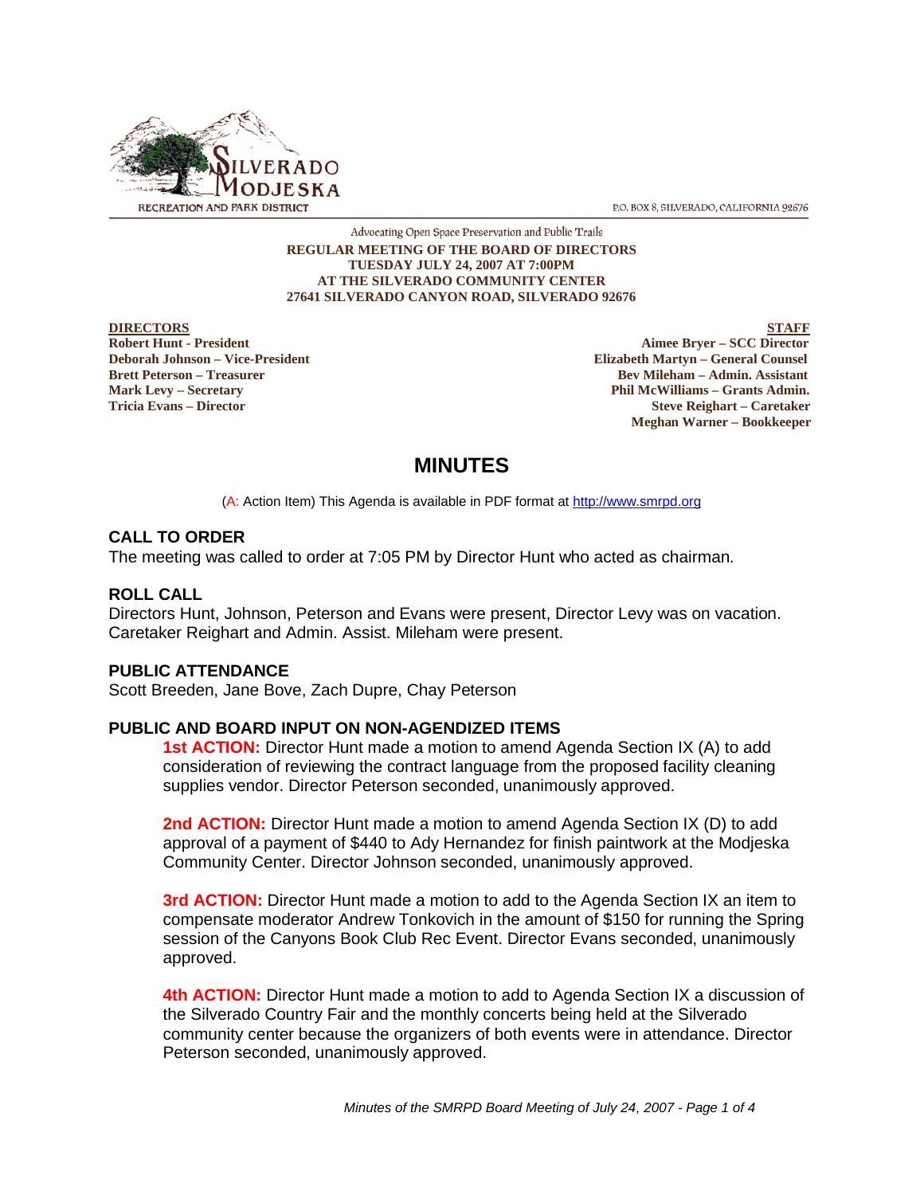SILVERADO MODJESKA RECREATION AND PARK DISTRICT

P.O. BOX 8, SILVERADO, CALIFORNIA 92676

Advocating Open Space Preservation and Public Trails

**REGULAR MEETING OF THE BOARD OF DIRECTORS**
**TUESDAY JULY 24, 2007 AT 7:00PM**
**AT THE SILVERADO COMMUNITY CENTER**
**27641 SILVERADO CANYON ROAD, SILVERADO 92676**

**DIRECTORS**
**Robert Hunt - President**
**Deborah Johnson – Vice-President**
**Brett Peterson – Treasurer**
**Mark Levy – Secretary**
**Tricia Evans – Director**

**STAFF**
**Aimee Bryer – SCC Director**
**Elizabeth Martyn – General Counsel**
**Bev Mileham – Admin. Assistant**
**Phil McWilliams – Grants Admin.**
**Steve Reighart – Caretaker**
**Meghan Warner – Bookkeeper**

# MINUTES

(A: Action Item) This Agenda is available in PDF format at http://www.smrpd.org

## CALL TO ORDER

The meeting was called to order at 7:05 PM by Director Hunt who acted as chairman.

## ROLL CALL

Directors Hunt, Johnson, Peterson and Evans were present, Director Levy was on vacation. Caretaker Reighart and Admin. Assist. Mileham were present.

## PUBLIC ATTENDANCE

Scott Breeden, Jane Bove, Zach Dupre, Chay Peterson

## PUBLIC AND BOARD INPUT ON NON-AGENDIZED ITEMS

**1st ACTION:** Director Hunt made a motion to amend Agenda Section IX (A) to add consideration of reviewing the contract language from the proposed facility cleaning supplies vendor. Director Peterson seconded, unanimously approved.

**2nd ACTION:** Director Hunt made a motion to amend Agenda Section IX (D) to add approval of a payment of $440 to Ady Hernandez for finish paintwork at the Modjeska Community Center. Director Johnson seconded, unanimously approved.

**3rd ACTION:** Director Hunt made a motion to add to the Agenda Section IX an item to compensate moderator Andrew Tonkovich in the amount of $150 for running the Spring session of the Canyons Book Club Rec Event. Director Evans seconded, unanimously approved.

**4th ACTION:** Director Hunt made a motion to add to Agenda Section IX a discussion of the Silverado Country Fair and the monthly concerts being held at the Silverado community center because the organizers of both events were in attendance. Director Peterson seconded, unanimously approved.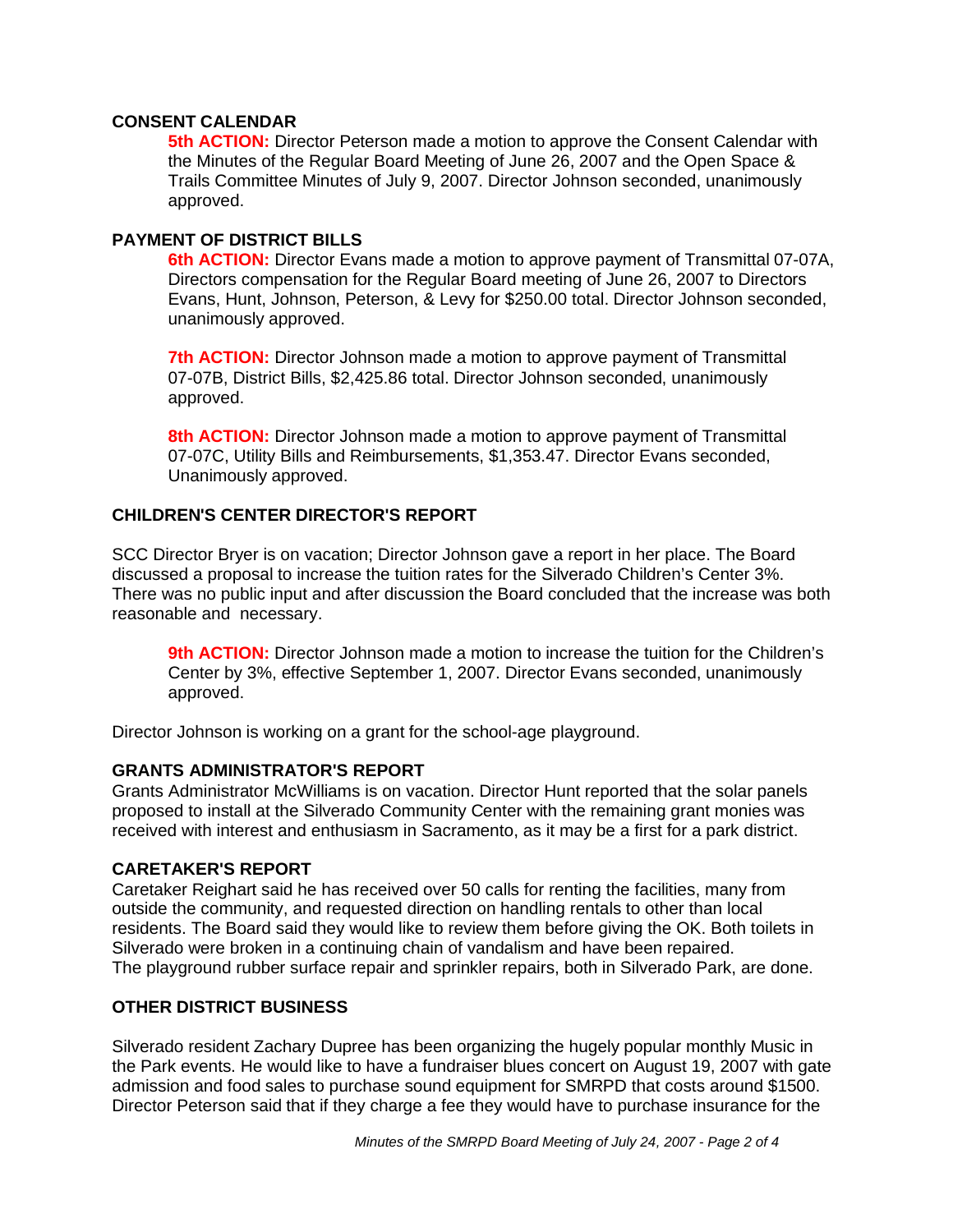## CONSENT CALENDAR

**5th ACTION:** Director Peterson made a motion to approve the Consent Calendar with the Minutes of the Regular Board Meeting of June 26, 2007 and the Open Space & Trails Committee Minutes of July 9, 2007. Director Johnson seconded, unanimously approved.

## PAYMENT OF DISTRICT BILLS

**6th ACTION:** Director Evans made a motion to approve payment of Transmittal 07-07A, Directors compensation for the Regular Board meeting of June 26, 2007 to Directors Evans, Hunt, Johnson, Peterson, & Levy for $250.00 total. Director Johnson seconded, unanimously approved.

**7th ACTION:** Director Johnson made a motion to approve payment of Transmittal 07-07B, District Bills, $2,425.86 total. Director Johnson seconded, unanimously approved.

**8th ACTION:** Director Johnson made a motion to approve payment of Transmittal 07-07C, Utility Bills and Reimbursements, $1,353.47. Director Evans seconded, Unanimously approved.

## CHILDREN'S CENTER DIRECTOR'S REPORT

SCC Director Bryer is on vacation; Director Johnson gave a report in her place. The Board discussed a proposal to increase the tuition rates for the Silverado Children's Center 3%. There was no public input and after discussion the Board concluded that the increase was both reasonable and necessary.

**9th ACTION:** Director Johnson made a motion to increase the tuition for the Children's Center by 3%, effective September 1, 2007. Director Evans seconded, unanimously approved.

Director Johnson is working on a grant for the school-age playground.

## GRANTS ADMINISTRATOR'S REPORT

Grants Administrator McWilliams is on vacation. Director Hunt reported that the solar panels proposed to install at the Silverado Community Center with the remaining grant monies was received with interest and enthusiasm in Sacramento, as it may be a first for a park district.

## CARETAKER'S REPORT

Caretaker Reighart said he has received over 50 calls for renting the facilities, many from outside the community, and requested direction on handling rentals to other than local residents. The Board said they would like to review them before giving the OK. Both toilets in Silverado were broken in a continuing chain of vandalism and have been repaired.
The playground rubber surface repair and sprinkler repairs, both in Silverado Park, are done.

## OTHER DISTRICT BUSINESS

Silverado resident Zachary Dupree has been organizing the hugely popular monthly Music in the Park events. He would like to have a fundraiser blues concert on August 19, 2007 with gate admission and food sales to purchase sound equipment for SMRPD that costs around $1500. Director Peterson said that if they charge a fee they would have to purchase insurance for the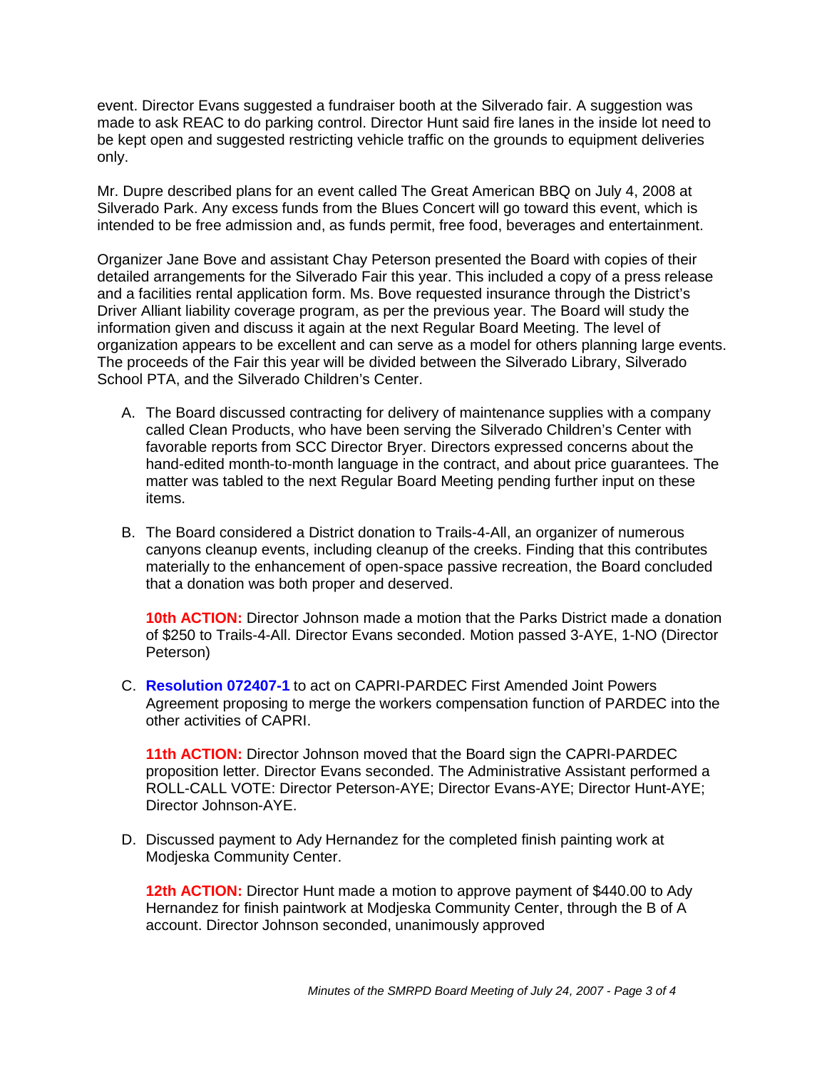event. Director Evans suggested a fundraiser booth at the Silverado fair. A suggestion was made to ask REAC to do parking control. Director Hunt said fire lanes in the inside lot need to be kept open and suggested restricting vehicle traffic on the grounds to equipment deliveries only.

Mr. Dupre described plans for an event called The Great American BBQ on July 4, 2008 at Silverado Park. Any excess funds from the Blues Concert will go toward this event, which is intended to be free admission and, as funds permit, free food, beverages and entertainment.

Organizer Jane Bove and assistant Chay Peterson presented the Board with copies of their detailed arrangements for the Silverado Fair this year. This included a copy of a press release and a facilities rental application form. Ms. Bove requested insurance through the District's Driver Alliant liability coverage program, as per the previous year. The Board will study the information given and discuss it again at the next Regular Board Meeting. The level of organization appears to be excellent and can serve as a model for others planning large events. The proceeds of the Fair this year will be divided between the Silverado Library, Silverado School PTA, and the Silverado Children's Center.

A. The Board discussed contracting for delivery of maintenance supplies with a company called Clean Products, who have been serving the Silverado Children's Center with favorable reports from SCC Director Bryer. Directors expressed concerns about the hand-edited month-to-month language in the contract, and about price guarantees. The matter was tabled to the next Regular Board Meeting pending further input on these items.

B. The Board considered a District donation to Trails-4-All, an organizer of numerous canyons cleanup events, including cleanup of the creeks. Finding that this contributes materially to the enhancement of open-space passive recreation, the Board concluded that a donation was both proper and deserved.

   **10th ACTION:** Director Johnson made a motion that the Parks District made a donation of $250 to Trails-4-All. Director Evans seconded. Motion passed 3-AYE, 1-NO (Director Peterson)

C. **Resolution 072407-1** to act on CAPRI-PARDEC First Amended Joint Powers Agreement proposing to merge the workers compensation function of PARDEC into the other activities of CAPRI.

   **11th ACTION:** Director Johnson moved that the Board sign the CAPRI-PARDEC proposition letter. Director Evans seconded. The Administrative Assistant performed a ROLL-CALL VOTE: Director Peterson-AYE; Director Evans-AYE; Director Hunt-AYE; Director Johnson-AYE.

D. Discussed payment to Ady Hernandez for the completed finish painting work at Modjeska Community Center.

   **12th ACTION:** Director Hunt made a motion to approve payment of $440.00 to Ady Hernandez for finish paintwork at Modjeska Community Center, through the B of A account. Director Johnson seconded, unanimously approved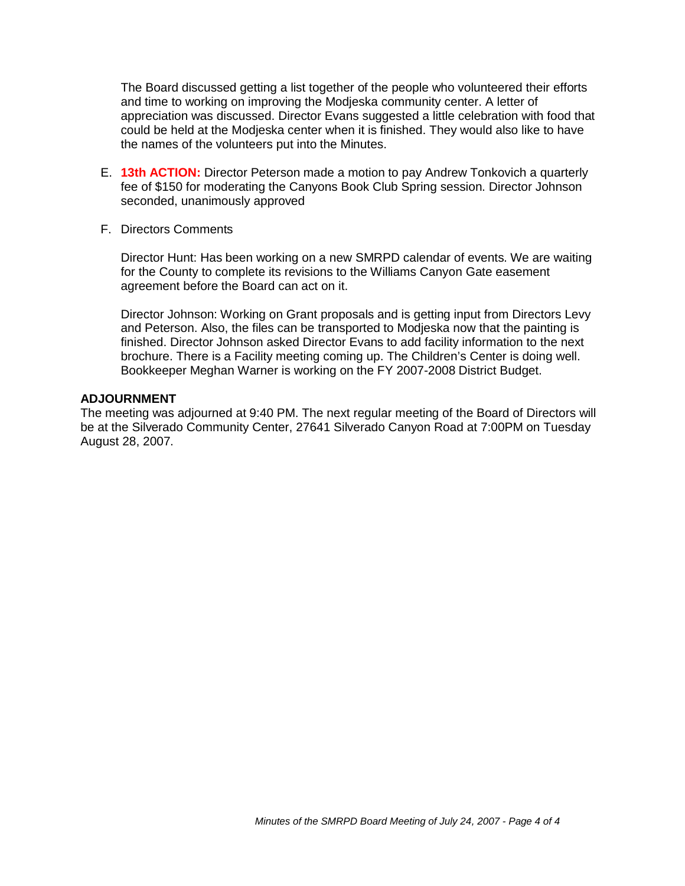The Board discussed getting a list together of the people who volunteered their efforts and time to working on improving the Modjeska community center. A letter of appreciation was discussed. Director Evans suggested a little celebration with food that could be held at the Modjeska center when it is finished. They would also like to have the names of the volunteers put into the Minutes.

E. **13th ACTION:** Director Peterson made a motion to pay Andrew Tonkovich a quarterly fee of $150 for moderating the Canyons Book Club Spring session. Director Johnson seconded, unanimously approved

F. Directors Comments

Director Hunt: Has been working on a new SMRPD calendar of events. We are waiting for the County to complete its revisions to the Williams Canyon Gate easement agreement before the Board can act on it.

Director Johnson: Working on Grant proposals and is getting input from Directors Levy and Peterson. Also, the files can be transported to Modjeska now that the painting is finished. Director Johnson asked Director Evans to add facility information to the next brochure. There is a Facility meeting coming up. The Children's Center is doing well. Bookkeeper Meghan Warner is working on the FY 2007-2008 District Budget.

**ADJOURNMENT**

The meeting was adjourned at 9:40 PM. The next regular meeting of the Board of Directors will be at the Silverado Community Center, 27641 Silverado Canyon Road at 7:00PM on Tuesday August 28, 2007.